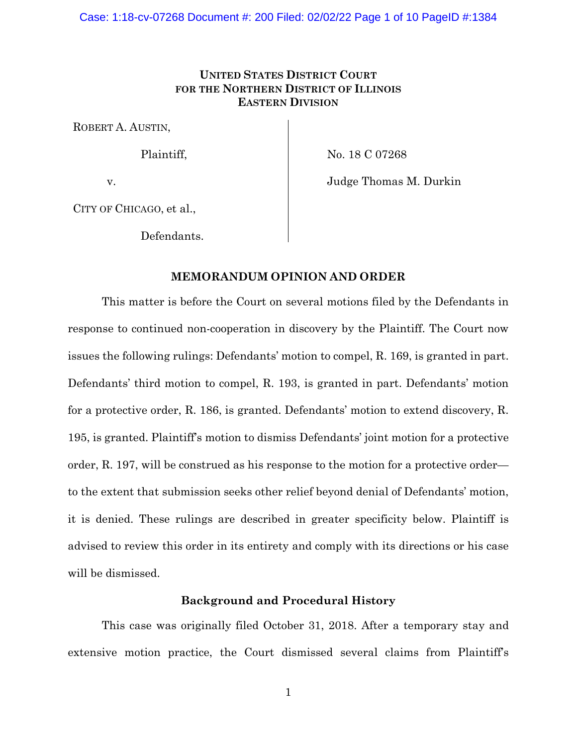**UNITED STATES DISTRICT COURT**
**FOR THE NORTHERN DISTRICT OF ILLINOIS**
**EASTERN DIVISION**

| | |
|---|---|
| ROBERT A. AUSTIN, | |
| Plaintiff, | No. 18 C 07268 |
| v. | Judge Thomas M. Durkin |
| CITY OF CHICAGO, et al., | |
| Defendants. | |

**MEMORANDUM OPINION AND ORDER**

This matter is before the Court on several motions filed by the Defendants in response to continued non-cooperation in discovery by the Plaintiff. The Court now issues the following rulings: Defendants' motion to compel, R. 169, is granted in part. Defendants' third motion to compel, R. 193, is granted in part. Defendants' motion for a protective order, R. 186, is granted. Defendants' motion to extend discovery, R. 195, is granted. Plaintiff's motion to dismiss Defendants' joint motion for a protective order, R. 197, will be construed as his response to the motion for a protective order—to the extent that submission seeks other relief beyond denial of Defendants' motion, it is denied. These rulings are described in greater specificity below. Plaintiff is advised to review this order in its entirety and comply with its directions or his case will be dismissed.

**Background and Procedural History**

This case was originally filed October 31, 2018. After a temporary stay and extensive motion practice, the Court dismissed several claims from Plaintiff's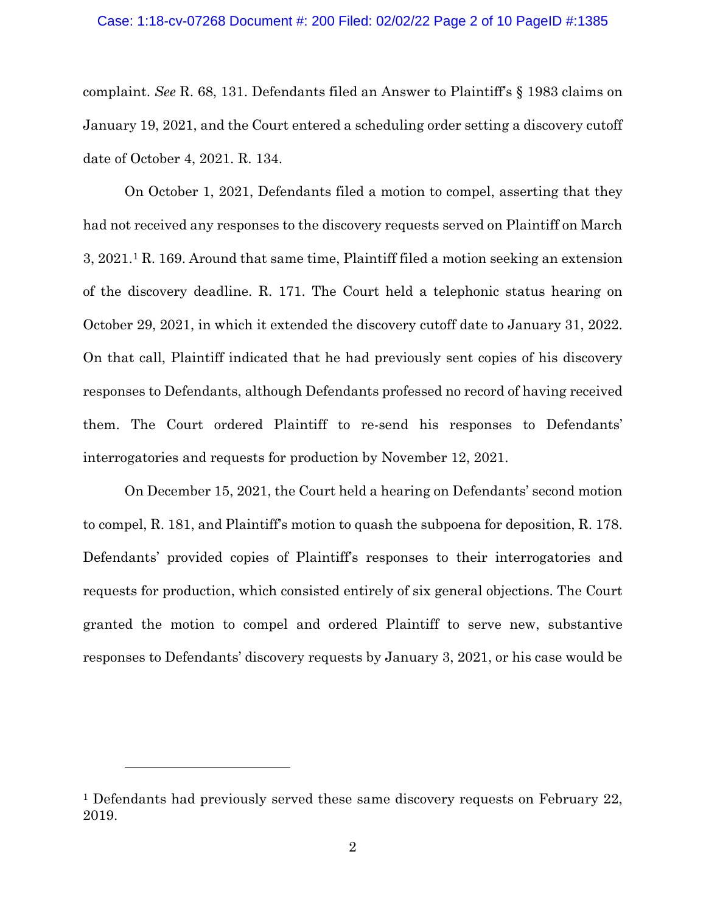complaint. *See* R. 68, 131. Defendants filed an Answer to Plaintiff's § 1983 claims on January 19, 2021, and the Court entered a scheduling order setting a discovery cutoff date of October 4, 2021. R. 134.

On October 1, 2021, Defendants filed a motion to compel, asserting that they had not received any responses to the discovery requests served on Plaintiff on March 3, 2021.[1] R. 169. Around that same time, Plaintiff filed a motion seeking an extension of the discovery deadline. R. 171. The Court held a telephonic status hearing on October 29, 2021, in which it extended the discovery cutoff date to January 31, 2022. On that call, Plaintiff indicated that he had previously sent copies of his discovery responses to Defendants, although Defendants professed no record of having received them. The Court ordered Plaintiff to re-send his responses to Defendants' interrogatories and requests for production by November 12, 2021.

On December 15, 2021, the Court held a hearing on Defendants' second motion to compel, R. 181, and Plaintiff's motion to quash the subpoena for deposition, R. 178. Defendants' provided copies of Plaintiff's responses to their interrogatories and requests for production, which consisted entirely of six general objections. The Court granted the motion to compel and ordered Plaintiff to serve new, substantive responses to Defendants' discovery requests by January 3, 2021, or his case would be

---

[1] Defendants had previously served these same discovery requests on February 22, 2019.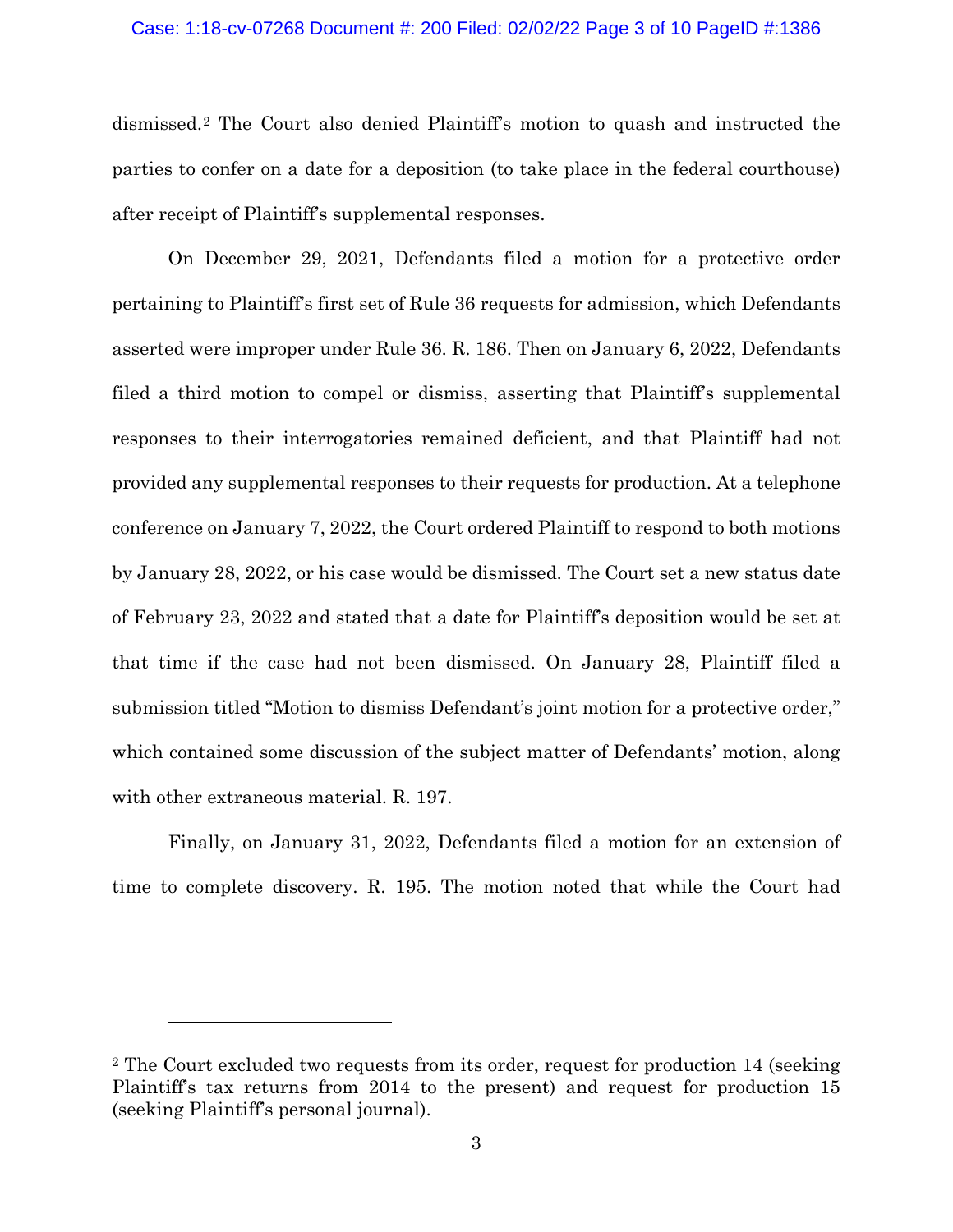dismissed.[2] The Court also denied Plaintiff's motion to quash and instructed the parties to confer on a date for a deposition (to take place in the federal courthouse) after receipt of Plaintiff's supplemental responses.

On December 29, 2021, Defendants filed a motion for a protective order pertaining to Plaintiff's first set of Rule 36 requests for admission, which Defendants asserted were improper under Rule 36. R. 186. Then on January 6, 2022, Defendants filed a third motion to compel or dismiss, asserting that Plaintiff's supplemental responses to their interrogatories remained deficient, and that Plaintiff had not provided any supplemental responses to their requests for production. At a telephone conference on January 7, 2022, the Court ordered Plaintiff to respond to both motions by January 28, 2022, or his case would be dismissed. The Court set a new status date of February 23, 2022 and stated that a date for Plaintiff's deposition would be set at that time if the case had not been dismissed. On January 28, Plaintiff filed a submission titled "Motion to dismiss Defendant's joint motion for a protective order," which contained some discussion of the subject matter of Defendants' motion, along with other extraneous material. R. 197.

Finally, on January 31, 2022, Defendants filed a motion for an extension of time to complete discovery. R. 195. The motion noted that while the Court had

---

[2] The Court excluded two requests from its order, request for production 14 (seeking Plaintiff's tax returns from 2014 to the present) and request for production 15 (seeking Plaintiff's personal journal).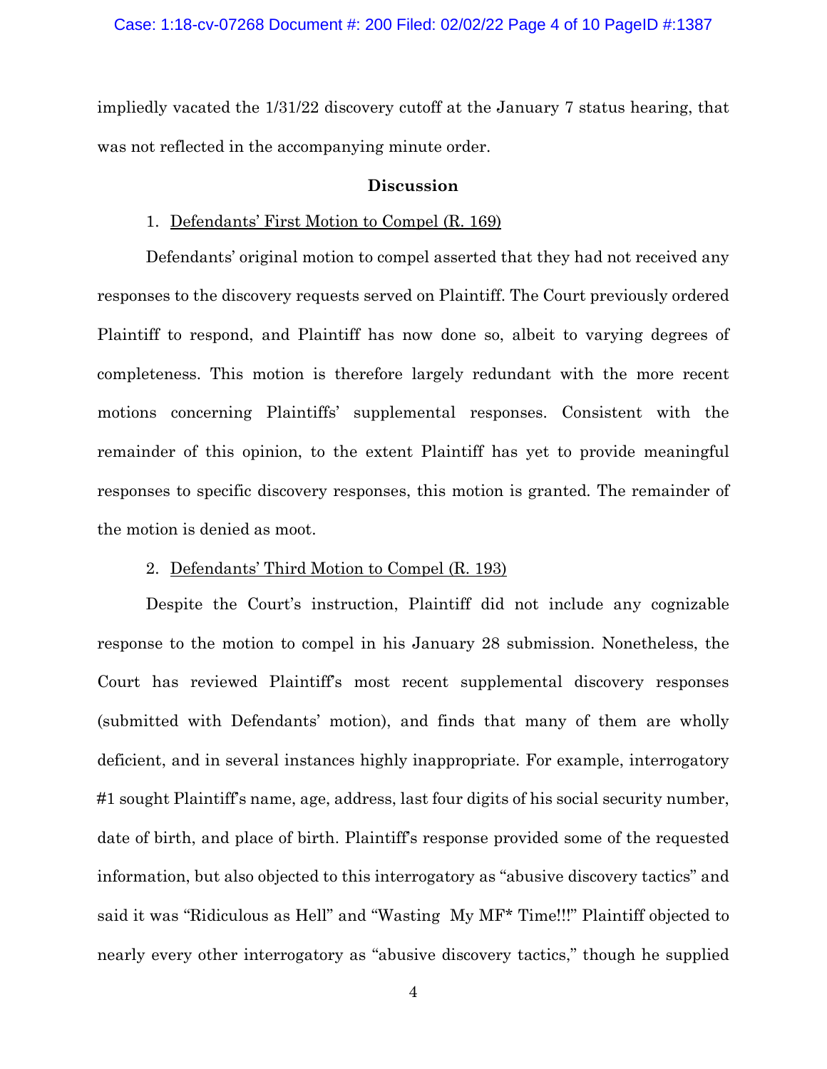impliedly vacated the 1/31/22 discovery cutoff at the January 7 status hearing, that was not reflected in the accompanying minute order.

## Discussion

1. Defendants' First Motion to Compel (R. 169)

Defendants' original motion to compel asserted that they had not received any responses to the discovery requests served on Plaintiff. The Court previously ordered Plaintiff to respond, and Plaintiff has now done so, albeit to varying degrees of completeness. This motion is therefore largely redundant with the more recent motions concerning Plaintiffs' supplemental responses. Consistent with the remainder of this opinion, to the extent Plaintiff has yet to provide meaningful responses to specific discovery responses, this motion is granted. The remainder of the motion is denied as moot.

2. Defendants' Third Motion to Compel (R. 193)

Despite the Court's instruction, Plaintiff did not include any cognizable response to the motion to compel in his January 28 submission. Nonetheless, the Court has reviewed Plaintiff's most recent supplemental discovery responses (submitted with Defendants' motion), and finds that many of them are wholly deficient, and in several instances highly inappropriate. For example, interrogatory #1 sought Plaintiff's name, age, address, last four digits of his social security number, date of birth, and place of birth. Plaintiff's response provided some of the requested information, but also objected to this interrogatory as "abusive discovery tactics" and said it was "Ridiculous as Hell" and "Wasting My MF* Time!!!" Plaintiff objected to nearly every other interrogatory as "abusive discovery tactics," though he supplied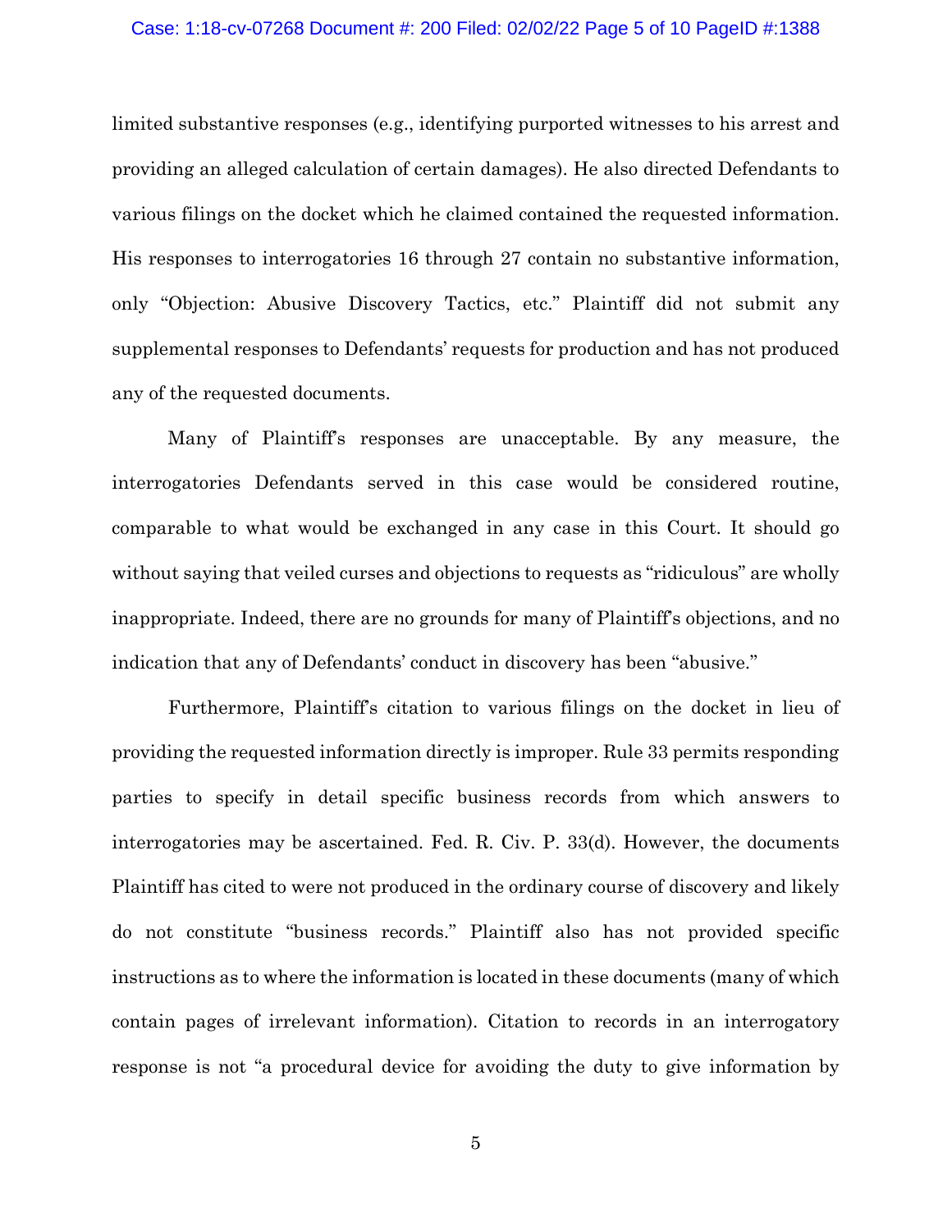limited substantive responses (e.g., identifying purported witnesses to his arrest and providing an alleged calculation of certain damages). He also directed Defendants to various filings on the docket which he claimed contained the requested information. His responses to interrogatories 16 through 27 contain no substantive information, only "Objection: Abusive Discovery Tactics, etc." Plaintiff did not submit any supplemental responses to Defendants' requests for production and has not produced any of the requested documents.

Many of Plaintiff's responses are unacceptable. By any measure, the interrogatories Defendants served in this case would be considered routine, comparable to what would be exchanged in any case in this Court. It should go without saying that veiled curses and objections to requests as "ridiculous" are wholly inappropriate. Indeed, there are no grounds for many of Plaintiff's objections, and no indication that any of Defendants' conduct in discovery has been "abusive."

Furthermore, Plaintiff's citation to various filings on the docket in lieu of providing the requested information directly is improper. Rule 33 permits responding parties to specify in detail specific business records from which answers to interrogatories may be ascertained. Fed. R. Civ. P. 33(d). However, the documents Plaintiff has cited to were not produced in the ordinary course of discovery and likely do not constitute "business records." Plaintiff also has not provided specific instructions as to where the information is located in these documents (many of which contain pages of irrelevant information). Citation to records in an interrogatory response is not "a procedural device for avoiding the duty to give information by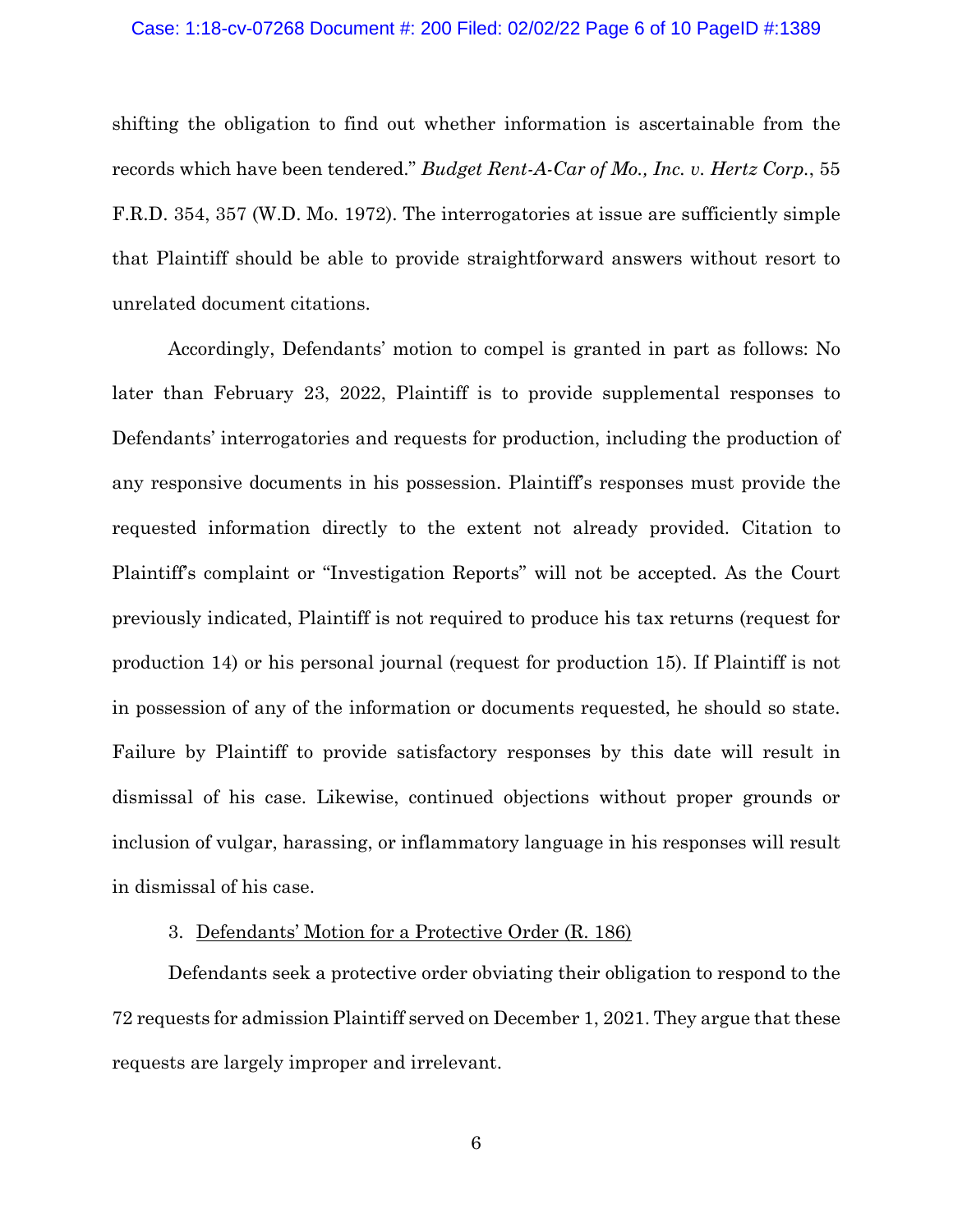shifting the obligation to find out whether information is ascertainable from the records which have been tendered." *Budget Rent-A-Car of Mo., Inc. v. Hertz Corp.*, 55 F.R.D. 354, 357 (W.D. Mo. 1972). The interrogatories at issue are sufficiently simple that Plaintiff should be able to provide straightforward answers without resort to unrelated document citations.

Accordingly, Defendants' motion to compel is granted in part as follows: No later than February 23, 2022, Plaintiff is to provide supplemental responses to Defendants' interrogatories and requests for production, including the production of any responsive documents in his possession. Plaintiff's responses must provide the requested information directly to the extent not already provided. Citation to Plaintiff's complaint or "Investigation Reports" will not be accepted. As the Court previously indicated, Plaintiff is not required to produce his tax returns (request for production 14) or his personal journal (request for production 15). If Plaintiff is not in possession of any of the information or documents requested, he should so state. Failure by Plaintiff to provide satisfactory responses by this date will result in dismissal of his case. Likewise, continued objections without proper grounds or inclusion of vulgar, harassing, or inflammatory language in his responses will result in dismissal of his case.

3. <u>Defendants' Motion for a Protective Order (R. 186)</u>

Defendants seek a protective order obviating their obligation to respond to the 72 requests for admission Plaintiff served on December 1, 2021. They argue that these requests are largely improper and irrelevant.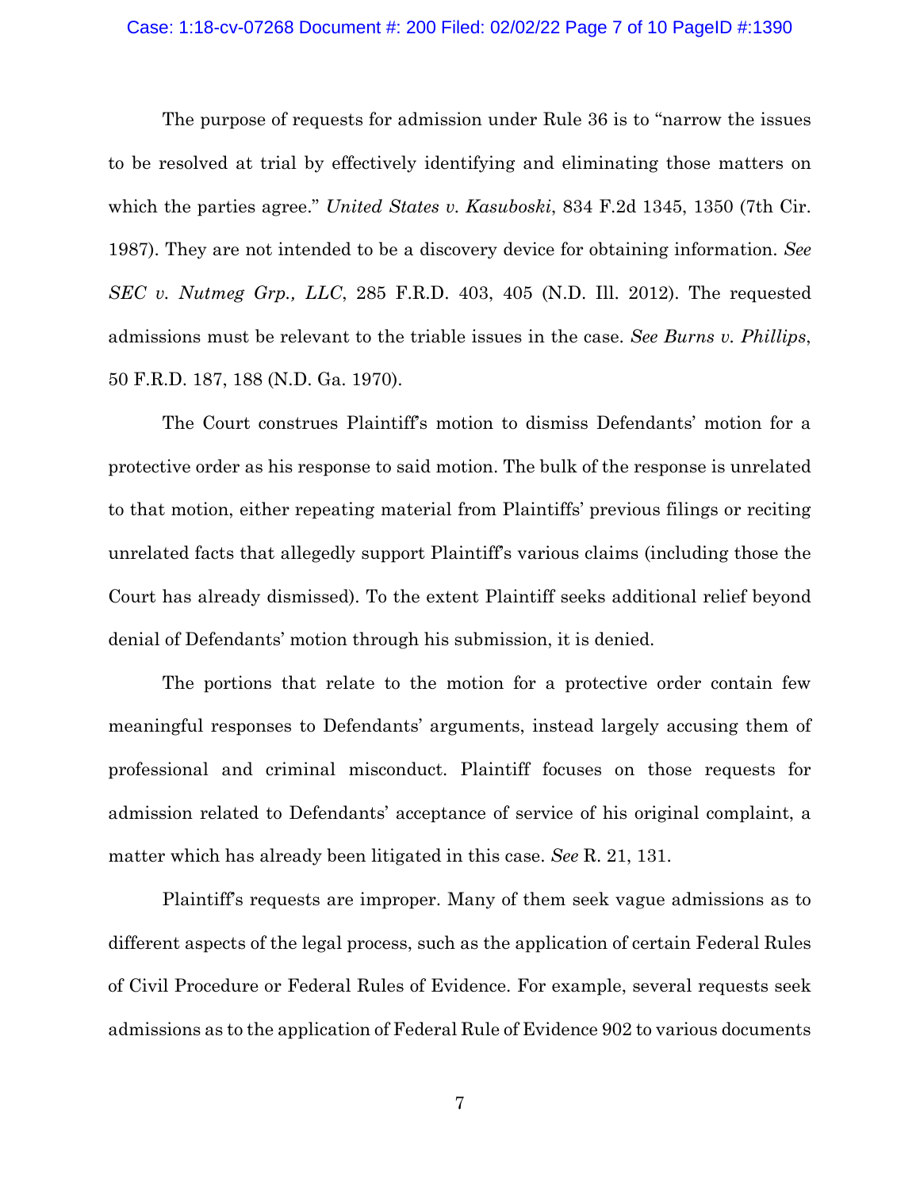The purpose of requests for admission under Rule 36 is to "narrow the issues to be resolved at trial by effectively identifying and eliminating those matters on which the parties agree." *United States v. Kasuboski*, 834 F.2d 1345, 1350 (7th Cir. 1987). They are not intended to be a discovery device for obtaining information. *See SEC v. Nutmeg Grp., LLC*, 285 F.R.D. 403, 405 (N.D. Ill. 2012). The requested admissions must be relevant to the triable issues in the case. *See Burns v. Phillips*, 50 F.R.D. 187, 188 (N.D. Ga. 1970).

The Court construes Plaintiff's motion to dismiss Defendants' motion for a protective order as his response to said motion. The bulk of the response is unrelated to that motion, either repeating material from Plaintiffs' previous filings or reciting unrelated facts that allegedly support Plaintiff's various claims (including those the Court has already dismissed). To the extent Plaintiff seeks additional relief beyond denial of Defendants' motion through his submission, it is denied.

The portions that relate to the motion for a protective order contain few meaningful responses to Defendants' arguments, instead largely accusing them of professional and criminal misconduct. Plaintiff focuses on those requests for admission related to Defendants' acceptance of service of his original complaint, a matter which has already been litigated in this case. *See* R. 21, 131.

Plaintiff's requests are improper. Many of them seek vague admissions as to different aspects of the legal process, such as the application of certain Federal Rules of Civil Procedure or Federal Rules of Evidence. For example, several requests seek admissions as to the application of Federal Rule of Evidence 902 to various documents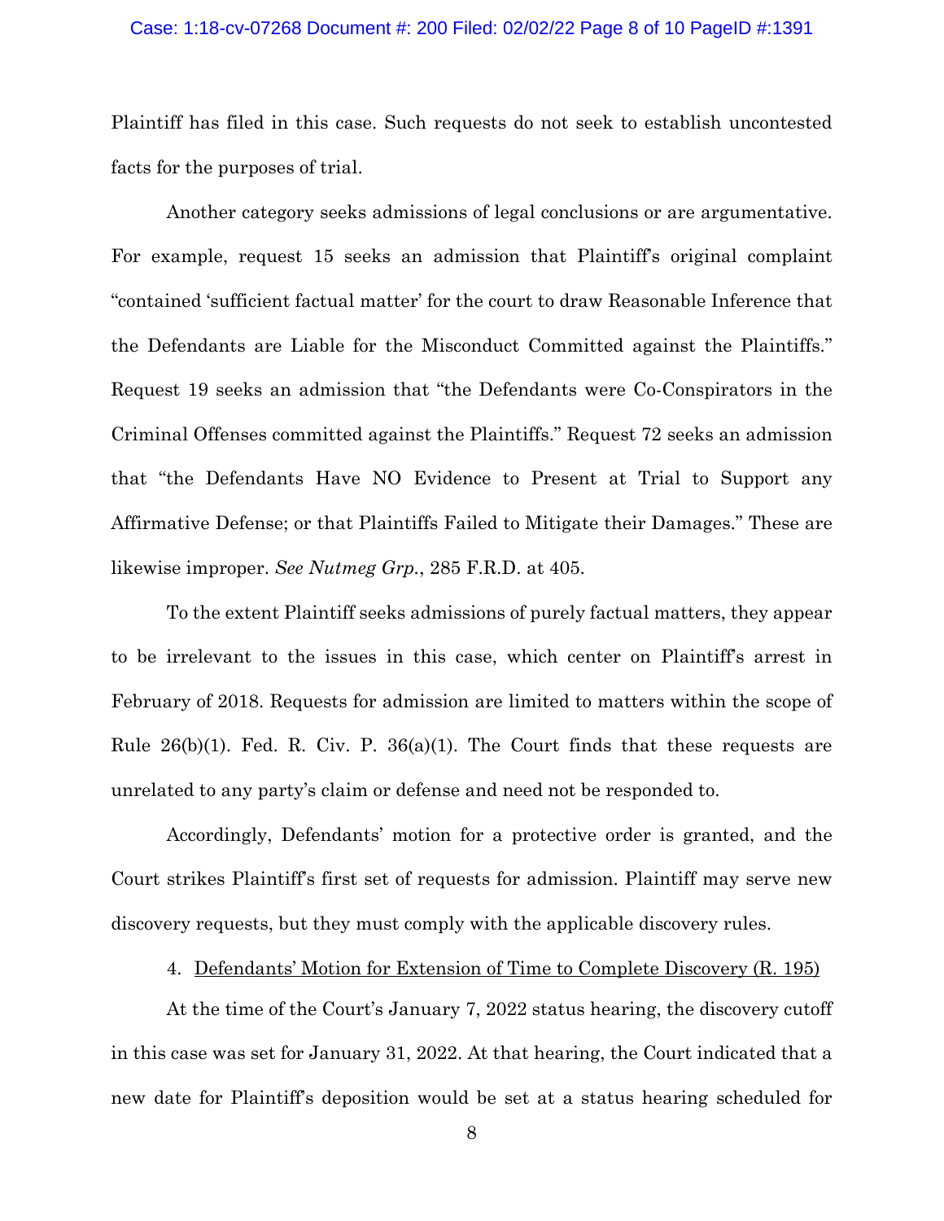Plaintiff has filed in this case. Such requests do not seek to establish uncontested facts for the purposes of trial.

Another category seeks admissions of legal conclusions or are argumentative. For example, request 15 seeks an admission that Plaintiff's original complaint "contained 'sufficient factual matter' for the court to draw Reasonable Inference that the Defendants are Liable for the Misconduct Committed against the Plaintiffs." Request 19 seeks an admission that "the Defendants were Co-Conspirators in the Criminal Offenses committed against the Plaintiffs." Request 72 seeks an admission that "the Defendants Have NO Evidence to Present at Trial to Support any Affirmative Defense; or that Plaintiffs Failed to Mitigate their Damages." These are likewise improper. *See Nutmeg Grp.*, 285 F.R.D. at 405.

To the extent Plaintiff seeks admissions of purely factual matters, they appear to be irrelevant to the issues in this case, which center on Plaintiff's arrest in February of 2018. Requests for admission are limited to matters within the scope of Rule 26(b)(1). Fed. R. Civ. P. 36(a)(1). The Court finds that these requests are unrelated to any party's claim or defense and need not be responded to.

Accordingly, Defendants' motion for a protective order is granted, and the Court strikes Plaintiff's first set of requests for admission. Plaintiff may serve new discovery requests, but they must comply with the applicable discovery rules.

4. <u>Defendants' Motion for Extension of Time to Complete Discovery (R. 195)</u>

At the time of the Court's January 7, 2022 status hearing, the discovery cutoff in this case was set for January 31, 2022. At that hearing, the Court indicated that a new date for Plaintiff's deposition would be set at a status hearing scheduled for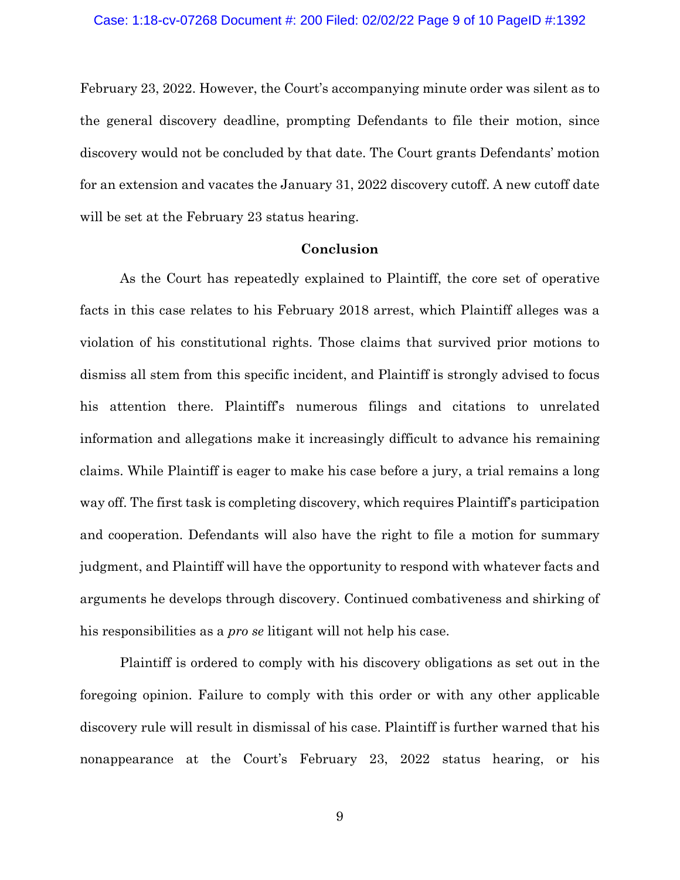February 23, 2022. However, the Court's accompanying minute order was silent as to the general discovery deadline, prompting Defendants to file their motion, since discovery would not be concluded by that date. The Court grants Defendants' motion for an extension and vacates the January 31, 2022 discovery cutoff. A new cutoff date will be set at the February 23 status hearing.

## Conclusion

As the Court has repeatedly explained to Plaintiff, the core set of operative facts in this case relates to his February 2018 arrest, which Plaintiff alleges was a violation of his constitutional rights. Those claims that survived prior motions to dismiss all stem from this specific incident, and Plaintiff is strongly advised to focus his attention there. Plaintiff's numerous filings and citations to unrelated information and allegations make it increasingly difficult to advance his remaining claims. While Plaintiff is eager to make his case before a jury, a trial remains a long way off. The first task is completing discovery, which requires Plaintiff's participation and cooperation. Defendants will also have the right to file a motion for summary judgment, and Plaintiff will have the opportunity to respond with whatever facts and arguments he develops through discovery. Continued combativeness and shirking of his responsibilities as a *pro se* litigant will not help his case.

Plaintiff is ordered to comply with his discovery obligations as set out in the foregoing opinion. Failure to comply with this order or with any other applicable discovery rule will result in dismissal of his case. Plaintiff is further warned that his nonappearance at the Court's February 23, 2022 status hearing, or his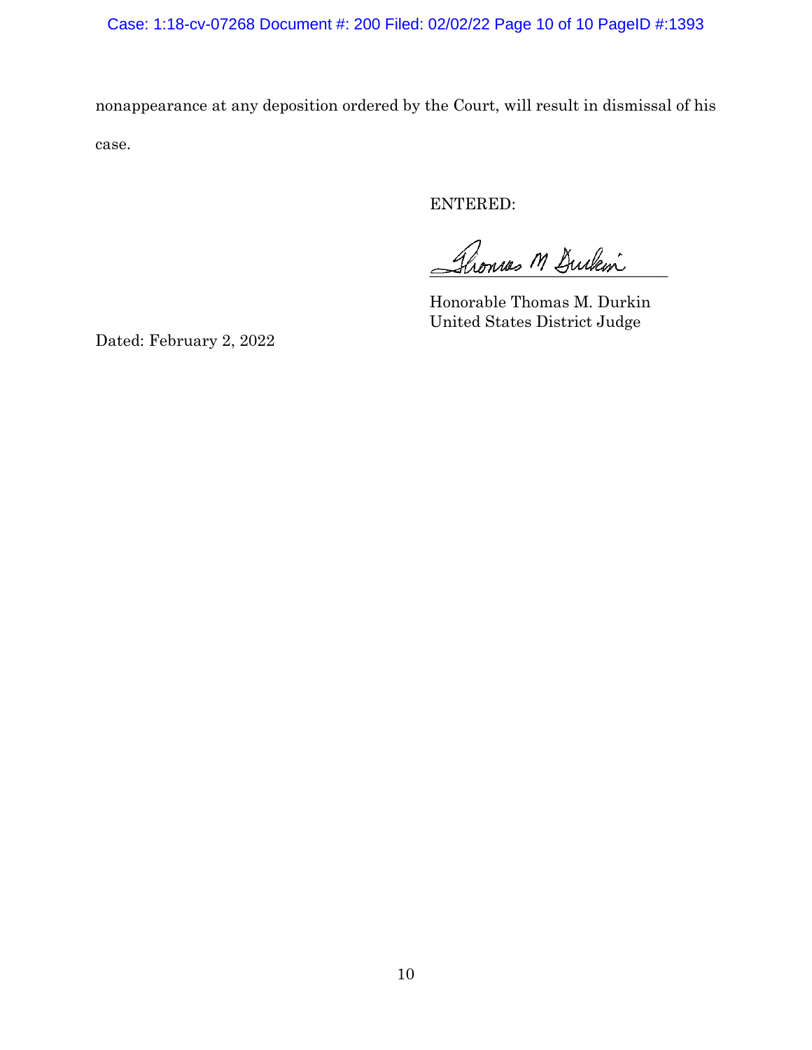nonappearance at any deposition ordered by the Court, will result in dismissal of his case.

ENTERED:

Thomas M Durkin

Honorable Thomas M. Durkin
United States District Judge

Dated: February 2, 2022